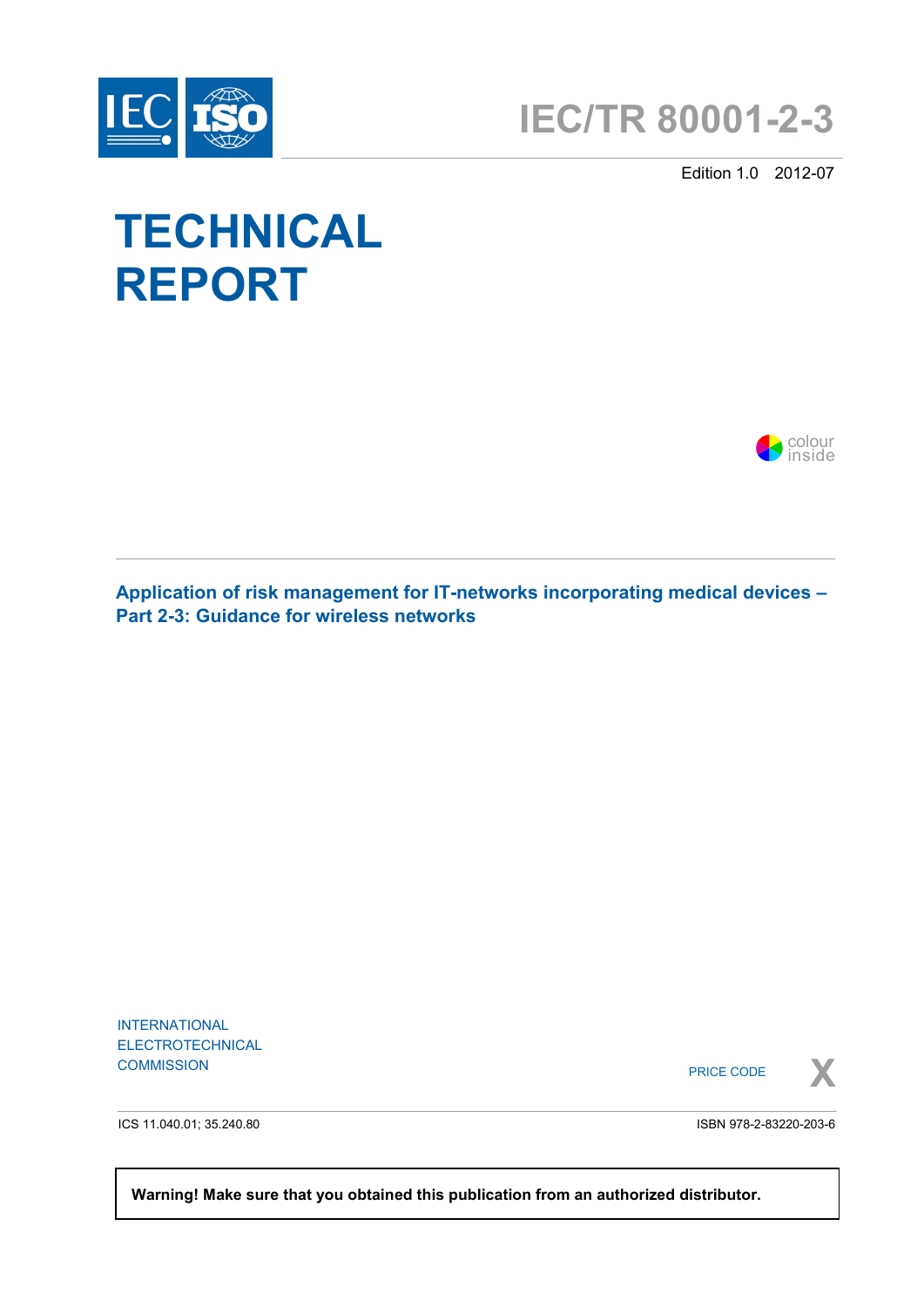IEC ISO

# IEC/TR 80001-2-3

Edition 1.0 2012-07

# TECHNICAL REPORT

colour inside

## Application of risk management for IT-networks incorporating medical devices – Part 2-3: Guidance for wireless networks

INTERNATIONAL ELECTROTECHNICAL COMMISSION

PRICE CODE **X**

ICS 11.040.01; 35.240.80

ISBN 978-2-83220-203-6

**Warning! Make sure that you obtained this publication from an authorized distributor.**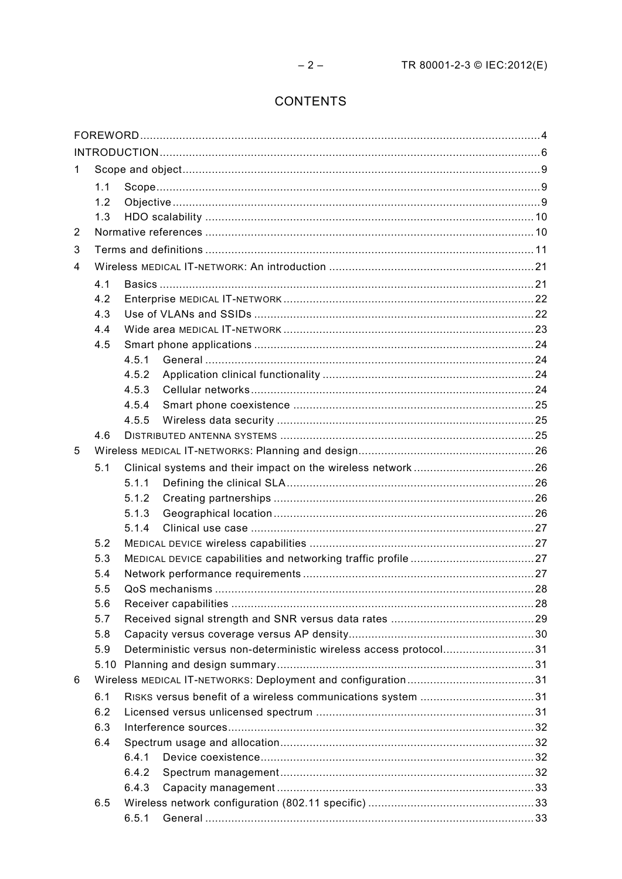# CONTENTS

FOREWORD ... 4
INTRODUCTION ... 6
1 Scope and object ... 9
 1.1 Scope ... 9
 1.2 Objective ... 9
 1.3 HDO scalability ... 10
2 Normative references ... 10
3 Terms and definitions ... 11
4 Wireless MEDICAL IT-NETWORK: An introduction ... 21
 4.1 Basics ... 21
 4.2 Enterprise MEDICAL IT-NETWORK ... 22
 4.3 Use of VLANs and SSIDs ... 22
 4.4 Wide area MEDICAL IT-NETWORK ... 23
 4.5 Smart phone applications ... 24
  4.5.1 General ... 24
  4.5.2 Application clinical functionality ... 24
  4.5.3 Cellular networks ... 24
  4.5.4 Smart phone coexistence ... 25
  4.5.5 Wireless data security ... 25
 4.6 DISTRIBUTED ANTENNA SYSTEMS ... 25
5 Wireless MEDICAL IT-NETWORKS: Planning and design ... 26
 5.1 Clinical systems and their impact on the wireless network ... 26
  5.1.1 Defining the clinical SLA ... 26
  5.1.2 Creating partnerships ... 26
  5.1.3 Geographical location ... 26
  5.1.4 Clinical use case ... 27
 5.2 MEDICAL DEVICE wireless capabilities ... 27
 5.3 MEDICAL DEVICE capabilities and networking traffic profile ... 27
 5.4 Network performance requirements ... 27
 5.5 QoS mechanisms ... 28
 5.6 Receiver capabilities ... 28
 5.7 Received signal strength and SNR versus data rates ... 29
 5.8 Capacity versus coverage versus AP density ... 30
 5.9 Deterministic versus non-deterministic wireless access protocol ... 31
 5.10 Planning and design summary ... 31
6 Wireless MEDICAL IT-NETWORKS: Deployment and configuration ... 31
 6.1 RISKS versus benefit of a wireless communications system ... 31
 6.2 Licensed versus unlicensed spectrum ... 31
 6.3 Interference sources ... 32
 6.4 Spectrum usage and allocation ... 32
  6.4.1 Device coexistence ... 32
  6.4.2 Spectrum management ... 32
  6.4.3 Capacity management ... 33
 6.5 Wireless network configuration (802.11 specific) ... 33
  6.5.1 General ... 33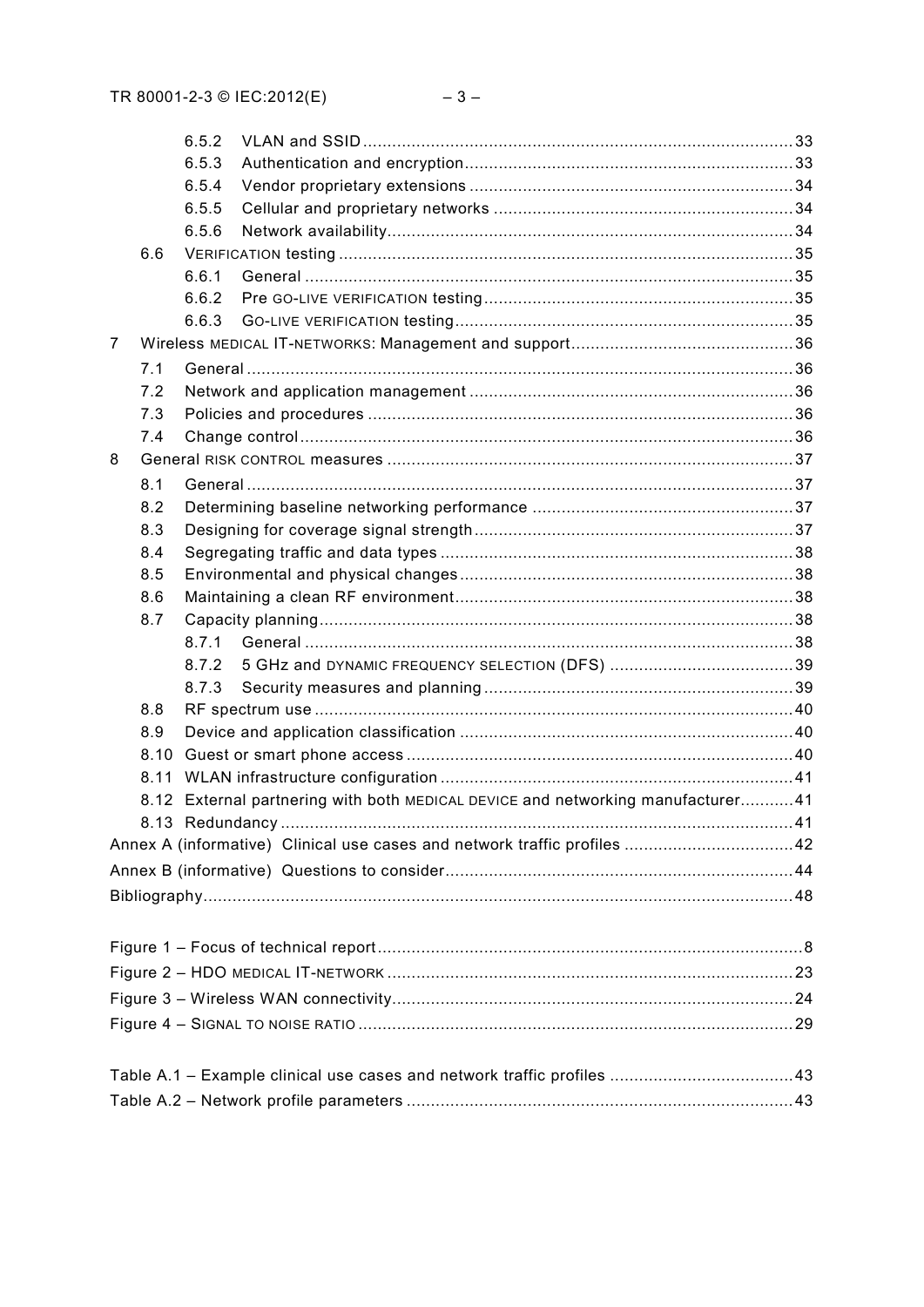6.5.2 VLAN and SSID ........................................................................................ 33
6.5.3 Authentication and encryption ................................................................... 33
6.5.4 Vendor proprietary extensions .................................................................. 34
6.5.5 Cellular and proprietary networks ............................................................. 34
6.5.6 Network availability ................................................................................... 34
6.6 VERIFICATION testing ............................................................................................ 35
6.6.1 General .................................................................................................... 35
6.6.2 Pre GO-LIVE VERIFICATION testing ............................................................... 35
6.6.3 GO-LIVE VERIFICATION testing ..................................................................... 35
7 Wireless MEDICAL IT-NETWORKS: Management and support ............................................ 36
7.1 General ................................................................................................................ 36
7.2 Network and application management .................................................................. 36
7.3 Policies and procedures ....................................................................................... 36
7.4 Change control ..................................................................................................... 36
8 General RISK CONTROL measures .................................................................................. 37
8.1 General ................................................................................................................ 37
8.2 Determining baseline networking performance ...................................................... 37
8.3 Designing for coverage signal strength .................................................................. 37
8.4 Segregating traffic and data types ......................................................................... 38
8.5 Environmental and physical changes ..................................................................... 38
8.6 Maintaining a clean RF environment ...................................................................... 38
8.7 Capacity planning ................................................................................................. 38
8.7.1 General .................................................................................................... 38
8.7.2 5 GHz and DYNAMIC FREQUENCY SELECTION (DFS) ...................................... 39
8.7.3 Security measures and planning ............................................................... 39
8.8 RF spectrum use .................................................................................................. 40
8.9 Device and application classification ..................................................................... 40
8.10 Guest or smart phone access ............................................................................... 40
8.11 WLAN infrastructure configuration ......................................................................... 41
8.12 External partnering with both MEDICAL DEVICE and networking manufacturer ........... 41
8.13 Redundancy ......................................................................................................... 41
Annex A (informative) Clinical use cases and network traffic profiles .................................. 42
Annex B (informative) Questions to consider ....................................................................... 44
Bibliography ......................................................................................................................... 48

Figure 1 – Focus of technical report ....................................................................................... 8
Figure 2 – HDO MEDICAL IT-NETWORK ................................................................................... 23
Figure 3 – Wireless WAN connectivity .................................................................................. 24
Figure 4 – SIGNAL TO NOISE RATIO ......................................................................................... 29

Table A.1 – Example clinical use cases and network traffic profiles ..................................... 43
Table A.2 – Network profile parameters ............................................................................... 43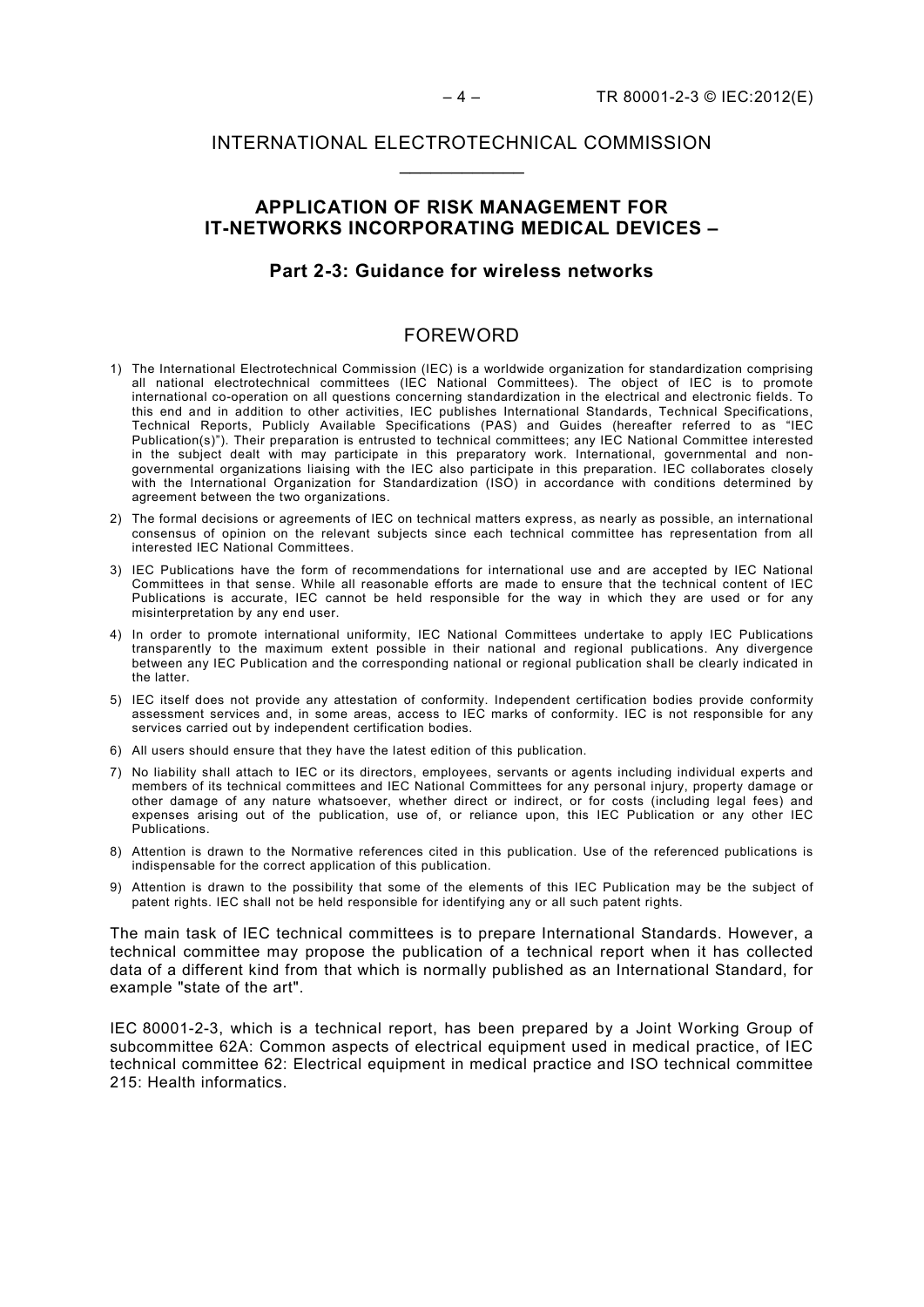INTERNATIONAL ELECTROTECHNICAL COMMISSION

____________

## APPLICATION OF RISK MANAGEMENT FOR IT-NETWORKS INCORPORATING MEDICAL DEVICES –

### Part 2-3: Guidance for wireless networks

## FOREWORD

1) The International Electrotechnical Commission (IEC) is a worldwide organization for standardization comprising all national electrotechnical committees (IEC National Committees). The object of IEC is to promote international co-operation on all questions concerning standardization in the electrical and electronic fields. To this end and in addition to other activities, IEC publishes International Standards, Technical Specifications, Technical Reports, Publicly Available Specifications (PAS) and Guides (hereafter referred to as "IEC Publication(s)"). Their preparation is entrusted to technical committees; any IEC National Committee interested in the subject dealt with may participate in this preparatory work. International, governmental and non-governmental organizations liaising with the IEC also participate in this preparation. IEC collaborates closely with the International Organization for Standardization (ISO) in accordance with conditions determined by agreement between the two organizations.

2) The formal decisions or agreements of IEC on technical matters express, as nearly as possible, an international consensus of opinion on the relevant subjects since each technical committee has representation from all interested IEC National Committees.

3) IEC Publications have the form of recommendations for international use and are accepted by IEC National Committees in that sense. While all reasonable efforts are made to ensure that the technical content of IEC Publications is accurate, IEC cannot be held responsible for the way in which they are used or for any misinterpretation by any end user.

4) In order to promote international uniformity, IEC National Committees undertake to apply IEC Publications transparently to the maximum extent possible in their national and regional publications. Any divergence between any IEC Publication and the corresponding national or regional publication shall be clearly indicated in the latter.

5) IEC itself does not provide any attestation of conformity. Independent certification bodies provide conformity assessment services and, in some areas, access to IEC marks of conformity. IEC is not responsible for any services carried out by independent certification bodies.

6) All users should ensure that they have the latest edition of this publication.

7) No liability shall attach to IEC or its directors, employees, servants or agents including individual experts and members of its technical committees and IEC National Committees for any personal injury, property damage or other damage of any nature whatsoever, whether direct or indirect, or for costs (including legal fees) and expenses arising out of the publication, use of, or reliance upon, this IEC Publication or any other IEC Publications.

8) Attention is drawn to the Normative references cited in this publication. Use of the referenced publications is indispensable for the correct application of this publication.

9) Attention is drawn to the possibility that some of the elements of this IEC Publication may be the subject of patent rights. IEC shall not be held responsible for identifying any or all such patent rights.

The main task of IEC technical committees is to prepare International Standards. However, a technical committee may propose the publication of a technical report when it has collected data of a different kind from that which is normally published as an International Standard, for example "state of the art".

IEC 80001-2-3, which is a technical report, has been prepared by a Joint Working Group of subcommittee 62A: Common aspects of electrical equipment used in medical practice, of IEC technical committee 62: Electrical equipment in medical practice and ISO technical committee 215: Health informatics.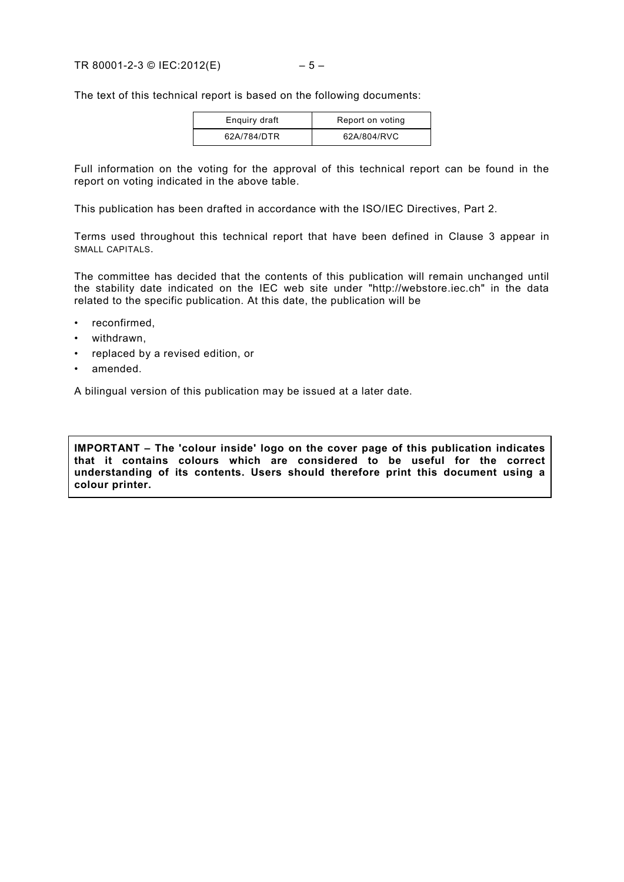The text of this technical report is based on the following documents:

| Enquiry draft | Report on voting |
| --- | --- |
| 62A/784/DTR | 62A/804/RVC |

Full information on the voting for the approval of this technical report can be found in the report on voting indicated in the above table.

This publication has been drafted in accordance with the ISO/IEC Directives, Part 2.

Terms used throughout this technical report that have been defined in Clause 3 appear in SMALL CAPITALS.

The committee has decided that the contents of this publication will remain unchanged until the stability date indicated on the IEC web site under "http://webstore.iec.ch" in the data related to the specific publication. At this date, the publication will be

- reconfirmed,
- withdrawn,
- replaced by a revised edition, or
- amended.

A bilingual version of this publication may be issued at a later date.

**IMPORTANT – The 'colour inside' logo on the cover page of this publication indicates that it contains colours which are considered to be useful for the correct understanding of its contents. Users should therefore print this document using a colour printer.**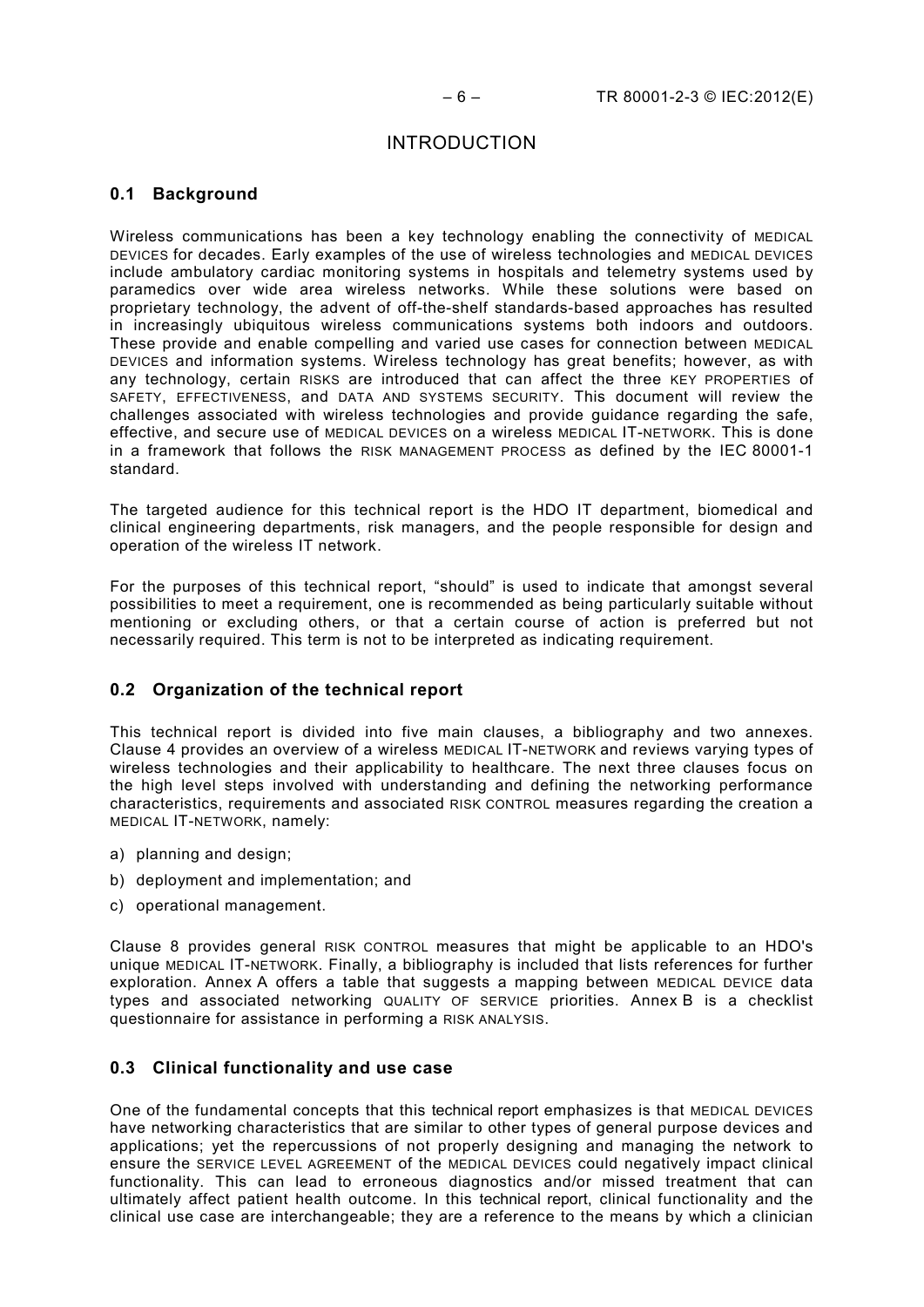# INTRODUCTION

## 0.1 Background

Wireless communications has been a key technology enabling the connectivity of MEDICAL DEVICES for decades. Early examples of the use of wireless technologies and MEDICAL DEVICES include ambulatory cardiac monitoring systems in hospitals and telemetry systems used by paramedics over wide area wireless networks. While these solutions were based on proprietary technology, the advent of off-the-shelf standards-based approaches has resulted in increasingly ubiquitous wireless communications systems both indoors and outdoors. These provide and enable compelling and varied use cases for connection between MEDICAL DEVICES and information systems. Wireless technology has great benefits; however, as with any technology, certain RISKS are introduced that can affect the three KEY PROPERTIES of SAFETY, EFFECTIVENESS, and DATA AND SYSTEMS SECURITY. This document will review the challenges associated with wireless technologies and provide guidance regarding the safe, effective, and secure use of MEDICAL DEVICES on a wireless MEDICAL IT-NETWORK. This is done in a framework that follows the RISK MANAGEMENT PROCESS as defined by the IEC 80001-1 standard.

The targeted audience for this technical report is the HDO IT department, biomedical and clinical engineering departments, risk managers, and the people responsible for design and operation of the wireless IT network.

For the purposes of this technical report, "should" is used to indicate that amongst several possibilities to meet a requirement, one is recommended as being particularly suitable without mentioning or excluding others, or that a certain course of action is preferred but not necessarily required. This term is not to be interpreted as indicating requirement.

## 0.2 Organization of the technical report

This technical report is divided into five main clauses, a bibliography and two annexes. Clause 4 provides an overview of a wireless MEDICAL IT-NETWORK and reviews varying types of wireless technologies and their applicability to healthcare. The next three clauses focus on the high level steps involved with understanding and defining the networking performance characteristics, requirements and associated RISK CONTROL measures regarding the creation a MEDICAL IT-NETWORK, namely:

a) planning and design;
b) deployment and implementation; and
c) operational management.

Clause 8 provides general RISK CONTROL measures that might be applicable to an HDO's unique MEDICAL IT-NETWORK. Finally, a bibliography is included that lists references for further exploration. Annex A offers a table that suggests a mapping between MEDICAL DEVICE data types and associated networking QUALITY OF SERVICE priorities. Annex B is a checklist questionnaire for assistance in performing a RISK ANALYSIS.

## 0.3 Clinical functionality and use case

One of the fundamental concepts that this technical report emphasizes is that MEDICAL DEVICES have networking characteristics that are similar to other types of general purpose devices and applications; yet the repercussions of not properly designing and managing the network to ensure the SERVICE LEVEL AGREEMENT of the MEDICAL DEVICES could negatively impact clinical functionality. This can lead to erroneous diagnostics and/or missed treatment that can ultimately affect patient health outcome. In this technical report, clinical functionality and the clinical use case are interchangeable; they are a reference to the means by which a clinician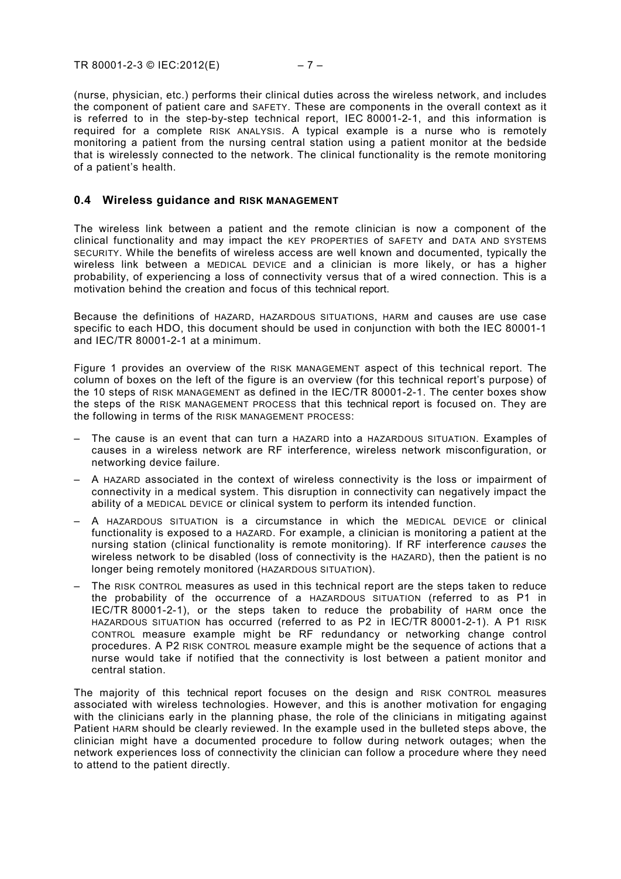(nurse, physician, etc.) performs their clinical duties across the wireless network, and includes the component of patient care and SAFETY. These are components in the overall context as it is referred to in the step-by-step technical report, IEC 80001-2-1, and this information is required for a complete RISK ANALYSIS. A typical example is a nurse who is remotely monitoring a patient from the nursing central station using a patient monitor at the bedside that is wirelessly connected to the network. The clinical functionality is the remote monitoring of a patient's health.

## 0.4 Wireless guidance and RISK MANAGEMENT

The wireless link between a patient and the remote clinician is now a component of the clinical functionality and may impact the KEY PROPERTIES of SAFETY and DATA AND SYSTEMS SECURITY. While the benefits of wireless access are well known and documented, typically the wireless link between a MEDICAL DEVICE and a clinician is more likely, or has a higher probability, of experiencing a loss of connectivity versus that of a wired connection. This is a motivation behind the creation and focus of this technical report.

Because the definitions of HAZARD, HAZARDOUS SITUATIONS, HARM and causes are use case specific to each HDO, this document should be used in conjunction with both the IEC 80001-1 and IEC/TR 80001-2-1 at a minimum.

Figure 1 provides an overview of the RISK MANAGEMENT aspect of this technical report. The column of boxes on the left of the figure is an overview (for this technical report's purpose) of the 10 steps of RISK MANAGEMENT as defined in the IEC/TR 80001-2-1. The center boxes show the steps of the RISK MANAGEMENT PROCESS that this technical report is focused on. They are the following in terms of the RISK MANAGEMENT PROCESS:

- The cause is an event that can turn a HAZARD into a HAZARDOUS SITUATION. Examples of causes in a wireless network are RF interference, wireless network misconfiguration, or networking device failure.
- A HAZARD associated in the context of wireless connectivity is the loss or impairment of connectivity in a medical system. This disruption in connectivity can negatively impact the ability of a MEDICAL DEVICE or clinical system to perform its intended function.
- A HAZARDOUS SITUATION is a circumstance in which the MEDICAL DEVICE or clinical functionality is exposed to a HAZARD. For example, a clinician is monitoring a patient at the nursing station (clinical functionality is remote monitoring). If RF interference *causes* the wireless network to be disabled (loss of connectivity is the HAZARD), then the patient is no longer being remotely monitored (HAZARDOUS SITUATION).
- The RISK CONTROL measures as used in this technical report are the steps taken to reduce the probability of the occurrence of a HAZARDOUS SITUATION (referred to as P1 in IEC/TR 80001-2-1), or the steps taken to reduce the probability of HARM once the HAZARDOUS SITUATION has occurred (referred to as P2 in IEC/TR 80001-2-1). A P1 RISK CONTROL measure example might be RF redundancy or networking change control procedures. A P2 RISK CONTROL measure example might be the sequence of actions that a nurse would take if notified that the connectivity is lost between a patient monitor and central station.

The majority of this technical report focuses on the design and RISK CONTROL measures associated with wireless technologies. However, and this is another motivation for engaging with the clinicians early in the planning phase, the role of the clinicians in mitigating against Patient HARM should be clearly reviewed. In the example used in the bulleted steps above, the clinician might have a documented procedure to follow during network outages; when the network experiences loss of connectivity the clinician can follow a procedure where they need to attend to the patient directly.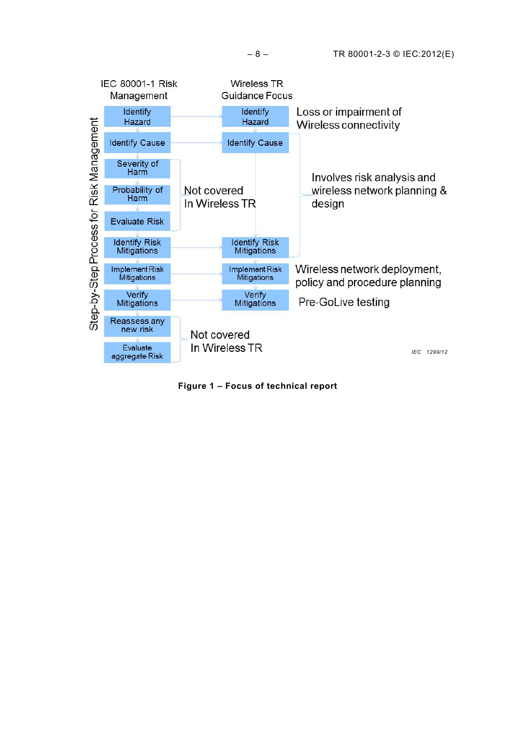**Step-by-Step Process for Risk Management**

| IEC 80001-1 Risk Management | Wireless TR Guidance Focus | |
|---|---|---|
| Identify Hazard | Identify Hazard | Loss or impairment of Wireless connectivity |
| Identify Cause | Identify Cause | Involves risk analysis and wireless network planning & design |
| Severity of Harm | Not covered In Wireless TR | |
| Probability of Harm | | |
| Evaluate Risk | | |
| Identify Risk Mitigations | Identify Risk Mitigations | |
| Implement Risk Mitigations | Implement Risk Mitigations | Wireless network deployment, policy and procedure planning |
| Verify Mitigations | Verify Mitigations | Pre-GoLive testing |
| Reassess any new risk | Not covered In Wireless TR | |
| Evaluate aggregate Risk | | |

IEC 1299/12

**Figure 1 – Focus of technical report**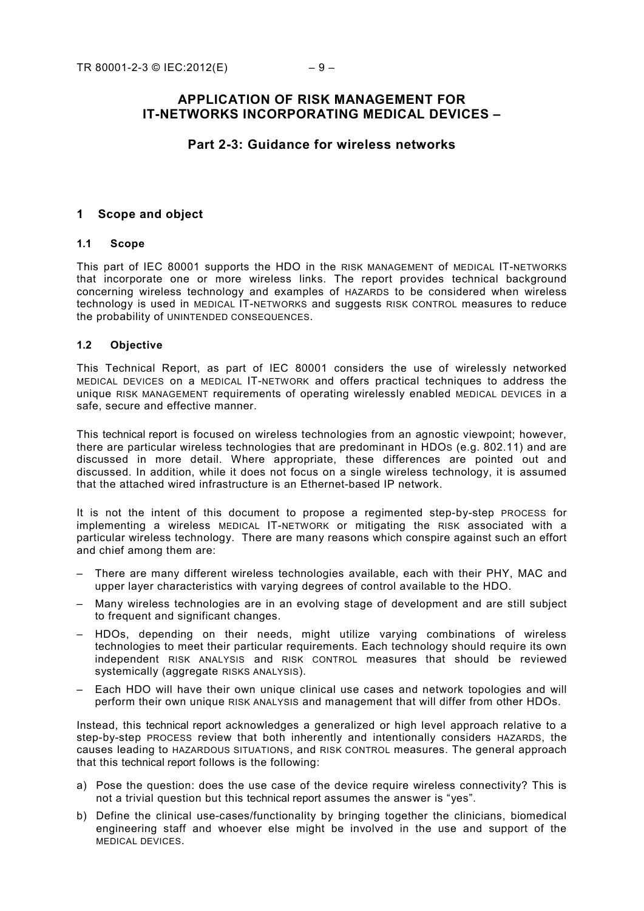# APPLICATION OF RISK MANAGEMENT FOR IT-NETWORKS INCORPORATING MEDICAL DEVICES –

## Part 2-3: Guidance for wireless networks

## 1 Scope and object

### 1.1 Scope

This part of IEC 80001 supports the HDO in the RISK MANAGEMENT of MEDICAL IT-NETWORKS that incorporate one or more wireless links. The report provides technical background concerning wireless technology and examples of HAZARDS to be considered when wireless technology is used in MEDICAL IT-NETWORKS and suggests RISK CONTROL measures to reduce the probability of UNINTENDED CONSEQUENCES.

### 1.2 Objective

This Technical Report, as part of IEC 80001 considers the use of wirelessly networked MEDICAL DEVICES on a MEDICAL IT-NETWORK and offers practical techniques to address the unique RISK MANAGEMENT requirements of operating wirelessly enabled MEDICAL DEVICES in a safe, secure and effective manner.

This technical report is focused on wireless technologies from an agnostic viewpoint; however, there are particular wireless technologies that are predominant in HDOS (e.g. 802.11) and are discussed in more detail. Where appropriate, these differences are pointed out and discussed. In addition, while it does not focus on a single wireless technology, it is assumed that the attached wired infrastructure is an Ethernet-based IP network.

It is not the intent of this document to propose a regimented step-by-step PROCESS for implementing a wireless MEDICAL IT-NETWORK or mitigating the RISK associated with a particular wireless technology. There are many reasons which conspire against such an effort and chief among them are:

– There are many different wireless technologies available, each with their PHY, MAC and upper layer characteristics with varying degrees of control available to the HDO.
– Many wireless technologies are in an evolving stage of development and are still subject to frequent and significant changes.
– HDOs, depending on their needs, might utilize varying combinations of wireless technologies to meet their particular requirements. Each technology should require its own independent RISK ANALYSIS and RISK CONTROL measures that should be reviewed systemically (aggregate RISKS ANALYSIS).
– Each HDO will have their own unique clinical use cases and network topologies and will perform their own unique RISK ANALYSIS and management that will differ from other HDOs.

Instead, this technical report acknowledges a generalized or high level approach relative to a step-by-step PROCESS review that both inherently and intentionally considers HAZARDS, the causes leading to HAZARDOUS SITUATIONS, and RISK CONTROL measures. The general approach that this technical report follows is the following:

a) Pose the question: does the use case of the device require wireless connectivity? This is not a trivial question but this technical report assumes the answer is "yes".
b) Define the clinical use-cases/functionality by bringing together the clinicians, biomedical engineering staff and whoever else might be involved in the use and support of the MEDICAL DEVICES.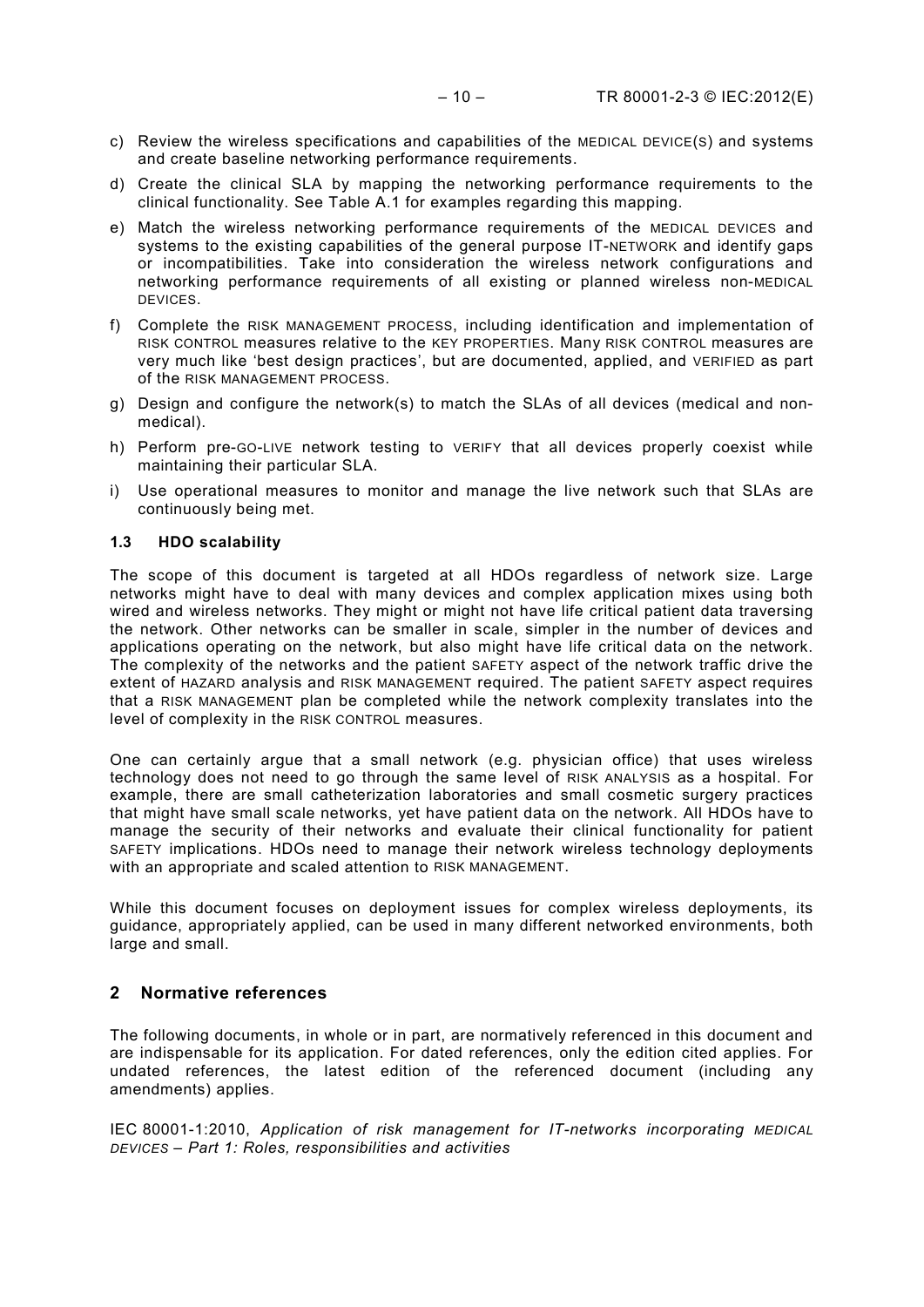c) Review the wireless specifications and capabilities of the MEDICAL DEVICE(S) and systems and create baseline networking performance requirements.

d) Create the clinical SLA by mapping the networking performance requirements to the clinical functionality. See Table A.1 for examples regarding this mapping.

e) Match the wireless networking performance requirements of the MEDICAL DEVICES and systems to the existing capabilities of the general purpose IT-NETWORK and identify gaps or incompatibilities. Take into consideration the wireless network configurations and networking performance requirements of all existing or planned wireless non-MEDICAL DEVICES.

f) Complete the RISK MANAGEMENT PROCESS, including identification and implementation of RISK CONTROL measures relative to the KEY PROPERTIES. Many RISK CONTROL measures are very much like 'best design practices', but are documented, applied, and VERIFIED as part of the RISK MANAGEMENT PROCESS.

g) Design and configure the network(s) to match the SLAs of all devices (medical and non-medical).

h) Perform pre-GO-LIVE network testing to VERIFY that all devices properly coexist while maintaining their particular SLA.

i) Use operational measures to monitor and manage the live network such that SLAs are continuously being met.

### 1.3 HDO scalability

The scope of this document is targeted at all HDOs regardless of network size. Large networks might have to deal with many devices and complex application mixes using both wired and wireless networks. They might or might not have life critical patient data traversing the network. Other networks can be smaller in scale, simpler in the number of devices and applications operating on the network, but also might have life critical data on the network. The complexity of the networks and the patient SAFETY aspect of the network traffic drive the extent of HAZARD analysis and RISK MANAGEMENT required. The patient SAFETY aspect requires that a RISK MANAGEMENT plan be completed while the network complexity translates into the level of complexity in the RISK CONTROL measures.

One can certainly argue that a small network (e.g. physician office) that uses wireless technology does not need to go through the same level of RISK ANALYSIS as a hospital. For example, there are small catheterization laboratories and small cosmetic surgery practices that might have small scale networks, yet have patient data on the network. All HDOs have to manage the security of their networks and evaluate their clinical functionality for patient SAFETY implications. HDOs need to manage their network wireless technology deployments with an appropriate and scaled attention to RISK MANAGEMENT.

While this document focuses on deployment issues for complex wireless deployments, its guidance, appropriately applied, can be used in many different networked environments, both large and small.

## 2 Normative references

The following documents, in whole or in part, are normatively referenced in this document and are indispensable for its application. For dated references, only the edition cited applies. For undated references, the latest edition of the referenced document (including any amendments) applies.

IEC 80001-1:2010, *Application of risk management for IT-networks incorporating MEDICAL DEVICES – Part 1: Roles, responsibilities and activities*